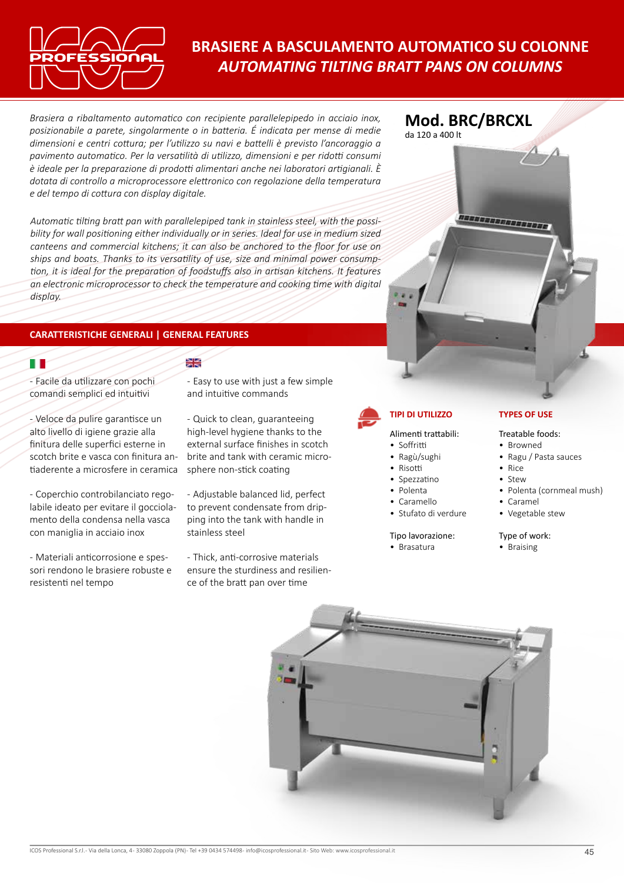# BRASIERE A BASCULAMENTO AUTOMATICO SU COLONNE
## *AUTOMATING TILTING BRATT PANS ON COLUMNS*

*Brasiera a ribaltamento automatico con recipiente parallelepipedo in acciaio inox, posizionabile a parete, singolarmente o in batteria. É indicata per mense di medie dimensioni e centri cottura; per l'utilizzo su navi e battelli è previsto l'ancoraggio a pavimento automatico. Per la versatilità di utilizzo, dimensioni e per ridotti consumi è ideale per la preparazione di prodotti alimentari anche nei laboratori artigianali. È dotata di controllo a microprocessore elettronico con regolazione della temperatura e del tempo di cottura con display digitale.*

*Automatic tilting bratt pan with parallelepiped tank in stainless steel, with the possibility for wall positioning either individually or in series. Ideal for use in medium sized canteens and commercial kitchens; it can also be anchored to the floor for use on ships and boats. Thanks to its versatility of use, size and minimal power consumption, it is ideal for the preparation of foodstuffs also in artisan kitchens. It features an electronic microprocessor to check the temperature and cooking time with digital display.*

## Mod. BRC/BRCXL

da 120 a 400 lt

## CARATTERISTICHE GENERALI | GENERAL FEATURES

- Facile da utilizzare con pochi comandi semplici ed intuitivi

- Veloce da pulire garantisce un alto livello di igiene grazie alla finitura delle superfici esterne in scotch brite e vasca con finitura antiaderente a microsfere in ceramica

- Coperchio controbilanciato regolabile ideato per evitare il gocciolamento della condensa nella vasca con maniglia in acciaio inox

- Materiali anticorrosione e spessori rendono le brasiere robuste e resistenti nel tempo

- Easy to use with just a few simple and intuitive commands

- Quick to clean, guaranteeing high-level hygiene thanks to the external surface finishes in scotch brite and tank with ceramic microsphere non-stick coating

- Adjustable balanced lid, perfect to prevent condensate from dripping into the tank with handle in stainless steel

- Thick, anti-corrosive materials ensure the sturdiness and resilience of the bratt pan over time

### TIPI DI UTILIZZO

Alimenti trattabili:

- Soffritti
- Ragù/sughi
- Risotti
- Spezzatino
- Polenta
- Caramello
- Stufato di verdure

Tipo lavorazione:

- Brasatura

### TYPES OF USE

Treatable foods:

- Browned
- Ragu / Pasta sauces
- Rice
- Stew
- Polenta (cornmeal mush)
- Caramel
- Vegetable stew

Type of work:

- Braising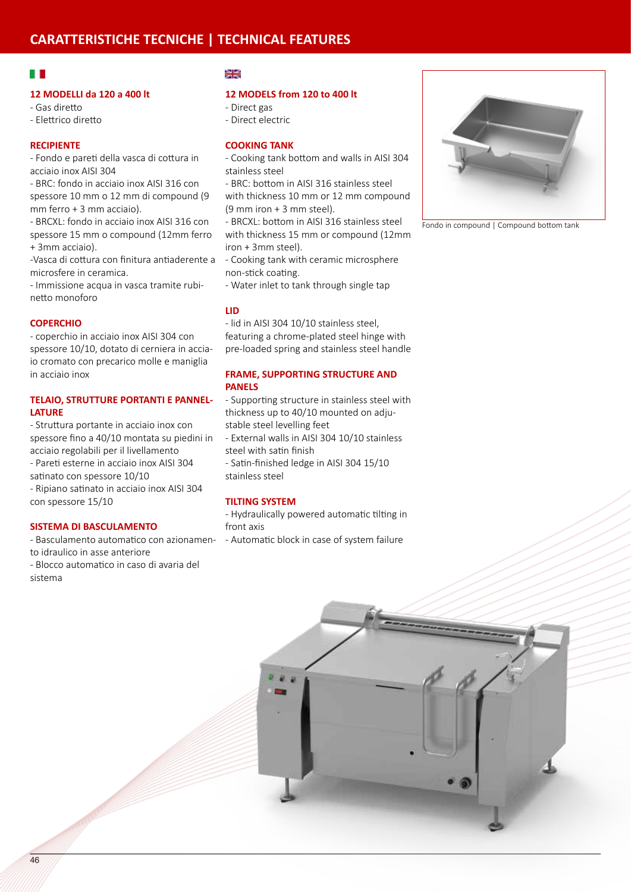# CARATTERISTICHE TECNICHE | TECHNICAL FEATURES

## 12 MODELLI da 120 a 400 lt

- Gas diretto
- Elettrico diretto

## RECIPIENTE

- Fondo e pareti della vasca di cottura in acciaio inox AISI 304
- BRC: fondo in acciaio inox AISI 316 con spessore 10 mm o 12 mm di compound (9 mm ferro + 3 mm acciaio).
- BRCXL: fondo in acciaio inox AISI 316 con spessore 15 mm o compound (12mm ferro + 3mm acciaio).
- Vasca di cottura con finitura antiaderente a microsfere in ceramica.
- Immissione acqua in vasca tramite rubinetto monoforo

## COPERCHIO

- coperchio in acciaio inox AISI 304 con spessore 10/10, dotato di cerniera in acciaio cromato con precarico molle e maniglia in acciaio inox

## TELAIO, STRUTTURE PORTANTI E PANNELLATURE

- Struttura portante in acciaio inox con spessore fino a 40/10 montata su piedini in acciaio regolabili per il livellamento
- Pareti esterne in acciaio inox AISI 304 satinato con spessore 10/10
- Ripiano satinato in acciaio inox AISI 304 con spessore 15/10

## SISTEMA DI BASCULAMENTO

- Basculamento automatico con azionamento idraulico in asse anteriore
- Blocco automatico in caso di avaria del sistema

## 12 MODELS from 120 to 400 lt

- Direct gas
- Direct electric

## COOKING TANK

- Cooking tank bottom and walls in AISI 304 stainless steel
- BRC: bottom in AISI 316 stainless steel with thickness 10 mm or 12 mm compound (9 mm iron + 3 mm steel).
- BRCXL: bottom in AISI 316 stainless steel with thickness 15 mm or compound (12mm iron + 3mm steel).
- Cooking tank with ceramic microsphere non-stick coating.
- Water inlet to tank through single tap

## LID

- lid in AISI 304 10/10 stainless steel, featuring a chrome-plated steel hinge with pre-loaded spring and stainless steel handle

## FRAME, SUPPORTING STRUCTURE AND PANELS

- Supporting structure in stainless steel with thickness up to 40/10 mounted on adjustable steel levelling feet
- External walls in AISI 304 10/10 stainless steel with satin finish
- Satin-finished ledge in AISI 304 15/10 stainless steel

## TILTING SYSTEM

- Hydraulically powered automatic tilting in front axis
- Automatic block in case of system failure

Fondo in compound | Compound bottom tank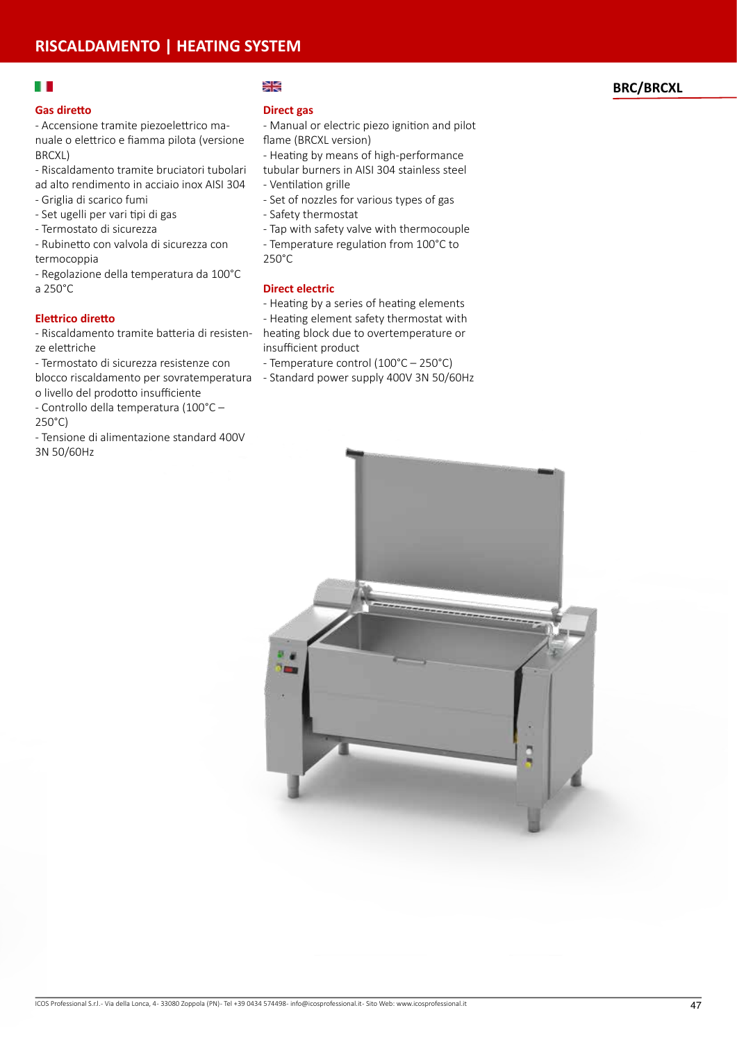# RISCALDAMENTO | HEATING SYSTEM

## BRC/BRCXL

### Gas diretto

- Accensione tramite piezoelettrico manuale o elettrico e fiamma pilota (versione BRCXL)
- Riscaldamento tramite bruciatori tubolari ad alto rendimento in acciaio inox AISI 304
- Griglia di scarico fumi
- Set ugelli per vari tipi di gas
- Termostato di sicurezza
- Rubinetto con valvola di sicurezza con termocoppia
- Regolazione della temperatura da 100°C a 250°C

### Elettrico diretto

- Riscaldamento tramite batteria di resistenze elettriche
- Termostato di sicurezza resistenze con blocco riscaldamento per sovratemperatura o livello del prodotto insufficiente
- Controllo della temperatura (100°C – 250°C)
- Tensione di alimentazione standard 400V 3N 50/60Hz

### Direct gas

- Manual or electric piezo ignition and pilot flame (BRCXL version)
- Heating by means of high-performance tubular burners in AISI 304 stainless steel
- Ventilation grille
- Set of nozzles for various types of gas
- Safety thermostat
- Tap with safety valve with thermocouple
- Temperature regulation from 100°C to 250°C

### Direct electric

- Heating by a series of heating elements
- Heating element safety thermostat with heating block due to overtemperature or insufficient product
- Temperature control (100°C – 250°C)
- Standard power supply 400V 3N 50/60Hz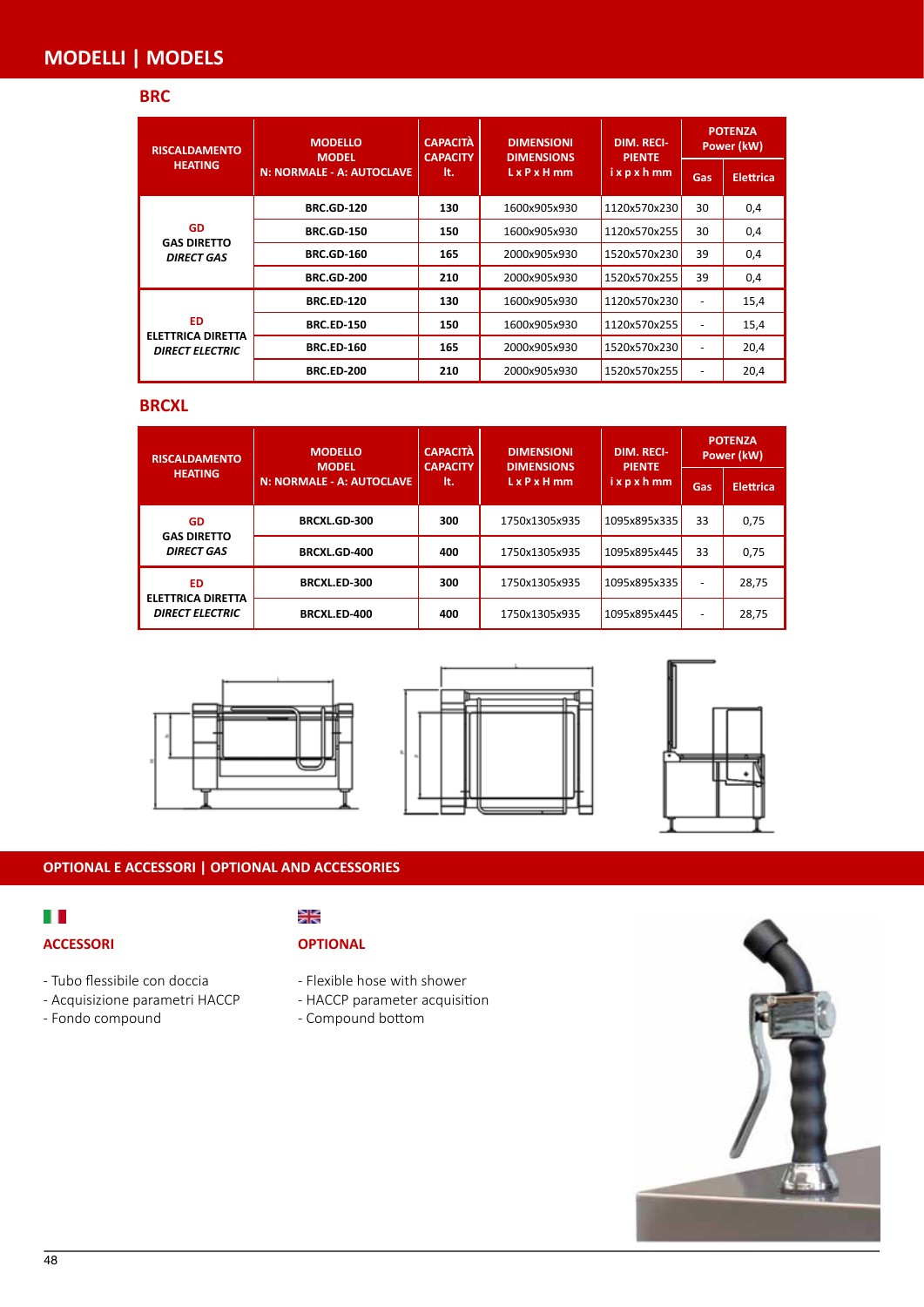# MODELLI | MODELS

## BRC

| RISCALDAMENTO HEATING | MODELLO MODEL N: NORMALE - A: AUTOCLAVE | CAPACITÀ CAPACITY lt. | DIMENSIONI DIMENSIONS L x P x H mm | DIM. RECIPIENTE i x p x h mm | POTENZA Power (kW) | |
|---|---|---|---|---|---|---|
| | | | | | Gas | Elettrica |
| GD GAS DIRETTO *DIRECT GAS* | BRC.GD-120 | 130 | 1600x905x930 | 1120x570x230 | 30 | 0,4 |
| | BRC.GD-150 | 150 | 1600x905x930 | 1120x570x255 | 30 | 0,4 |
| | BRC.GD-160 | 165 | 2000x905x930 | 1520x570x230 | 39 | 0,4 |
| | BRC.GD-200 | 210 | 2000x905x930 | 1520x570x255 | 39 | 0,4 |
| ED ELETTRICA DIRETTA *DIRECT ELECTRIC* | BRC.ED-120 | 130 | 1600x905x930 | 1120x570x230 | - | 15,4 |
| | BRC.ED-150 | 150 | 1600x905x930 | 1120x570x255 | - | 15,4 |
| | BRC.ED-160 | 165 | 2000x905x930 | 1520x570x230 | - | 20,4 |
| | BRC.ED-200 | 210 | 2000x905x930 | 1520x570x255 | - | 20,4 |

## BRCXL

| RISCALDAMENTO HEATING | MODELLO MODEL N: NORMALE - A: AUTOCLAVE | CAPACITÀ CAPACITY lt. | DIMENSIONI DIMENSIONS L x P x H mm | DIM. RECIPIENTE i x p x h mm | POTENZA Power (kW) | |
|---|---|---|---|---|---|---|
| | | | | | Gas | Elettrica |
| GD GAS DIRETTO *DIRECT GAS* | BRCXL.GD-300 | 300 | 1750x1305x935 | 1095x895x335 | 33 | 0,75 |
| | BRCXL.GD-400 | 400 | 1750x1305x935 | 1095x895x445 | 33 | 0,75 |
| ED ELETTRICA DIRETTA *DIRECT ELECTRIC* | BRCXL.ED-300 | 300 | 1750x1305x935 | 1095x895x335 | - | 28,75 |
| | BRCXL.ED-400 | 400 | 1750x1305x935 | 1095x895x445 | - | 28,75 |

# OPTIONAL E ACCESSORI | OPTIONAL AND ACCESSORIES

### ACCESSORI

- Tubo flessibile con doccia
- Acquisizione parametri HACCP
- Fondo compound

### OPTIONAL

- Flexible hose with shower
- HACCP parameter acquisition
- Compound bottom